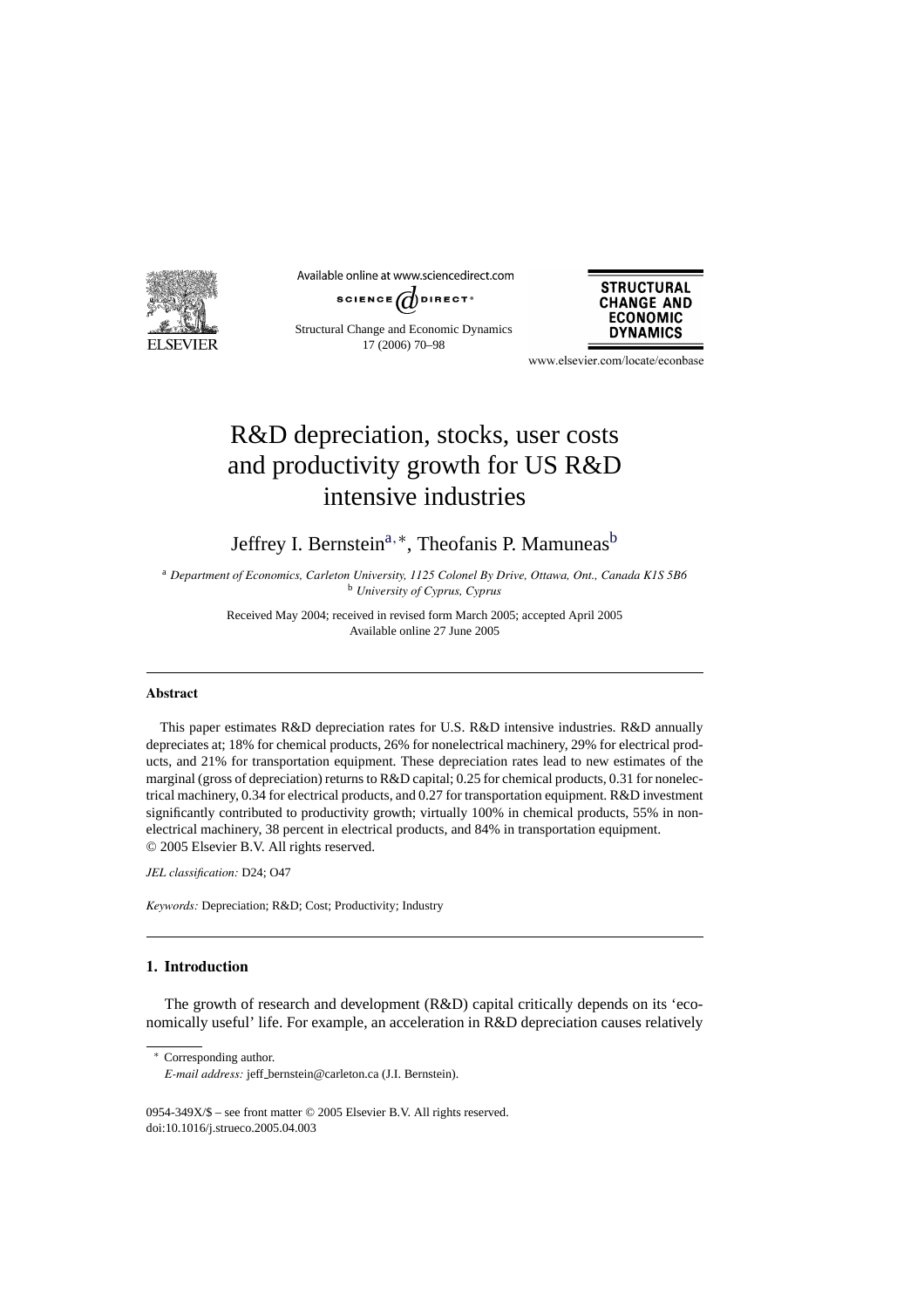# R&D depreciation, stocks, user costs and productivity growth for US R&D intensive industries

Jeffrey I. Bernstein[a,*], Theofanis P. Mamuneas[b]

[a] *Department of Economics, Carleton University, 1125 Colonel By Drive, Ottawa, Ont., Canada K1S 5B6*
[b] *University of Cyprus, Cyprus*

Received May 2004; received in revised form March 2005; accepted April 2005
Available online 27 June 2005

---

**Abstract**

This paper estimates R&D depreciation rates for U.S. R&D intensive industries. R&D annually depreciates at; 18% for chemical products, 26% for nonelectrical machinery, 29% for electrical products, and 21% for transportation equipment. These depreciation rates lead to new estimates of the marginal (gross of depreciation) returns to R&D capital; 0.25 for chemical products, 0.31 for nonelectrical machinery, 0.34 for electrical products, and 0.27 for transportation equipment. R&D investment significantly contributed to productivity growth; virtually 100% in chemical products, 55% in nonelectrical machinery, 38 percent in electrical products, and 84% in transportation equipment.
© 2005 Elsevier B.V. All rights reserved.

*JEL classification:* D24; O47

*Keywords:* Depreciation; R&D; Cost; Productivity; Industry

---

## 1. Introduction

The growth of research and development (R&D) capital critically depends on its 'economically useful' life. For example, an acceleration in R&D depreciation causes relatively

---

* Corresponding author.
*E-mail address:* jeff_bernstein@carleton.ca (J.I. Bernstein).

0954-349X/$ – see front matter © 2005 Elsevier B.V. All rights reserved.
doi:10.1016/j.strueco.2005.04.003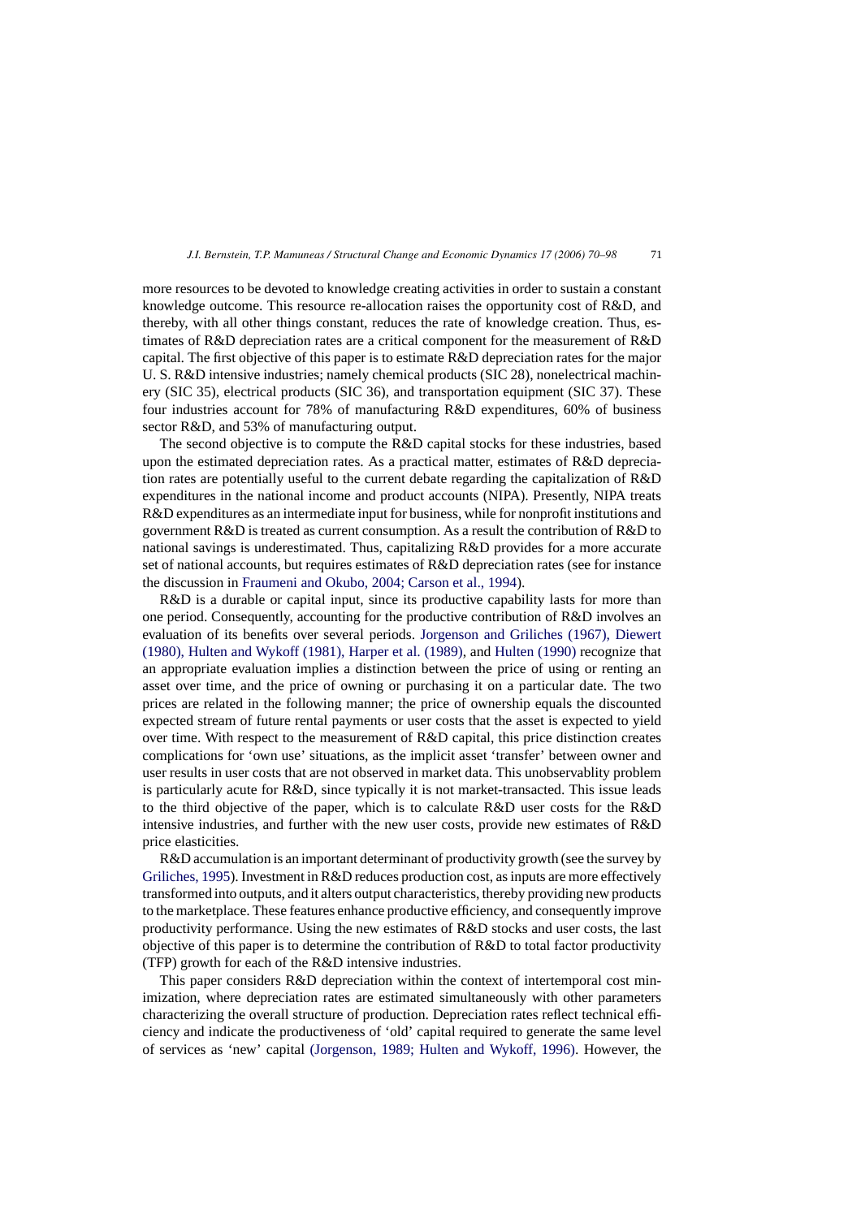more resources to be devoted to knowledge creating activities in order to sustain a constant knowledge outcome. This resource re-allocation raises the opportunity cost of R&D, and thereby, with all other things constant, reduces the rate of knowledge creation. Thus, estimates of R&D depreciation rates are a critical component for the measurement of R&D capital. The first objective of this paper is to estimate R&D depreciation rates for the major U. S. R&D intensive industries; namely chemical products (SIC 28), nonelectrical machinery (SIC 35), electrical products (SIC 36), and transportation equipment (SIC 37). These four industries account for 78% of manufacturing R&D expenditures, 60% of business sector R&D, and 53% of manufacturing output.

The second objective is to compute the R&D capital stocks for these industries, based upon the estimated depreciation rates. As a practical matter, estimates of R&D depreciation rates are potentially useful to the current debate regarding the capitalization of R&D expenditures in the national income and product accounts (NIPA). Presently, NIPA treats R&D expenditures as an intermediate input for business, while for nonprofit institutions and government R&D is treated as current consumption. As a result the contribution of R&D to national savings is underestimated. Thus, capitalizing R&D provides for a more accurate set of national accounts, but requires estimates of R&D depreciation rates (see for instance the discussion in Fraumeni and Okubo, 2004; Carson et al., 1994).

R&D is a durable or capital input, since its productive capability lasts for more than one period. Consequently, accounting for the productive contribution of R&D involves an evaluation of its benefits over several periods. Jorgenson and Griliches (1967), Diewert (1980), Hulten and Wykoff (1981), Harper et al. (1989), and Hulten (1990) recognize that an appropriate evaluation implies a distinction between the price of using or renting an asset over time, and the price of owning or purchasing it on a particular date. The two prices are related in the following manner; the price of ownership equals the discounted expected stream of future rental payments or user costs that the asset is expected to yield over time. With respect to the measurement of R&D capital, this price distinction creates complications for 'own use' situations, as the implicit asset 'transfer' between owner and user results in user costs that are not observed in market data. This unobservablity problem is particularly acute for R&D, since typically it is not market-transacted. This issue leads to the third objective of the paper, which is to calculate R&D user costs for the R&D intensive industries, and further with the new user costs, provide new estimates of R&D price elasticities.

R&D accumulation is an important determinant of productivity growth (see the survey by Griliches, 1995). Investment in R&D reduces production cost, as inputs are more effectively transformed into outputs, and it alters output characteristics, thereby providing new products to the marketplace. These features enhance productive efficiency, and consequently improve productivity performance. Using the new estimates of R&D stocks and user costs, the last objective of this paper is to determine the contribution of R&D to total factor productivity (TFP) growth for each of the R&D intensive industries.

This paper considers R&D depreciation within the context of intertemporal cost minimization, where depreciation rates are estimated simultaneously with other parameters characterizing the overall structure of production. Depreciation rates reflect technical efficiency and indicate the productiveness of 'old' capital required to generate the same level of services as 'new' capital (Jorgenson, 1989; Hulten and Wykoff, 1996). However, the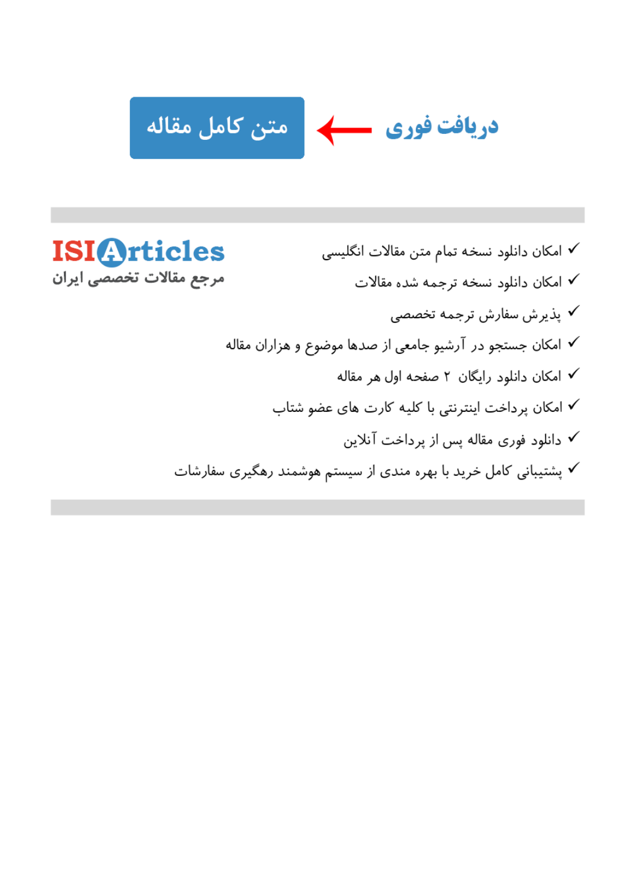دریافت فوری ← **متن کامل مقاله**

**ISIArticles**
مرجع مقالات تخصصی ایران

- ✓ امکان دانلود نسخه تمام متن مقالات انگلیسی
- ✓ امکان دانلود نسخه ترجمه شده مقالات
- ✓ پذیرش سفارش ترجمه تخصصی
- ✓ امکان جستجو در آرشیو جامعی از صدها موضوع و هزاران مقاله
- ✓ امکان دانلود رایگان ۲ صفحه اول هر مقاله
- ✓ امکان پرداخت اینترنتی با کلیه کارت های عضو شتاب
- ✓ دانلود فوری مقاله پس از پرداخت آنلاین
- ✓ پشتیبانی کامل خرید با بهره مندی از سیستم هوشمند رهگیری سفارشات